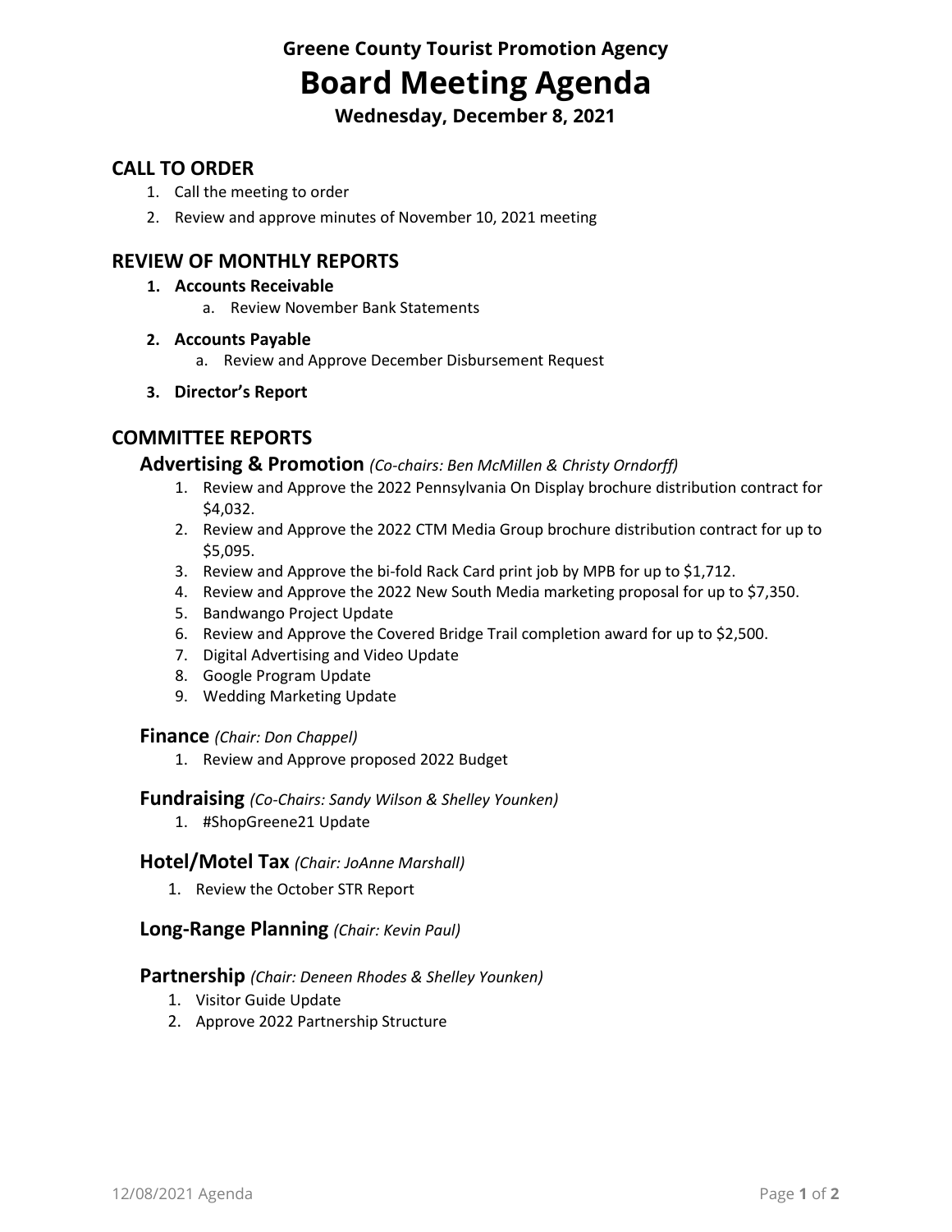**Greene County Tourist Promotion Agency**

# Board Meeting Agenda

**Wednesday, December 8, 2021**

## CALL TO ORDER

1. Call the meeting to order
2. Review and approve minutes of November 10, 2021 meeting

## REVIEW OF MONTHLY REPORTS

1. **Accounts Receivable**
   a. Review November Bank Statements
2. **Accounts Payable**
   a. Review and Approve December Disbursement Request
3. **Director's Report**

## COMMITTEE REPORTS

### Advertising & Promotion *(Co-chairs: Ben McMillen & Christy Orndorff)*

1. Review and Approve the 2022 Pennsylvania On Display brochure distribution contract for $4,032.
2. Review and Approve the 2022 CTM Media Group brochure distribution contract for up to $5,095.
3. Review and Approve the bi-fold Rack Card print job by MPB for up to $1,712.
4. Review and Approve the 2022 New South Media marketing proposal for up to $7,350.
5. Bandwango Project Update
6. Review and Approve the Covered Bridge Trail completion award for up to $2,500.
7. Digital Advertising and Video Update
8. Google Program Update
9. Wedding Marketing Update

### Finance *(Chair: Don Chappel)*

1. Review and Approve proposed 2022 Budget

### Fundraising *(Co-Chairs: Sandy Wilson & Shelley Younken)*

1. #ShopGreene21 Update

### Hotel/Motel Tax *(Chair: JoAnne Marshall)*

1. Review the October STR Report

### Long-Range Planning *(Chair: Kevin Paul)*

### Partnership *(Chair: Deneen Rhodes & Shelley Younken)*

1. Visitor Guide Update
2. Approve 2022 Partnership Structure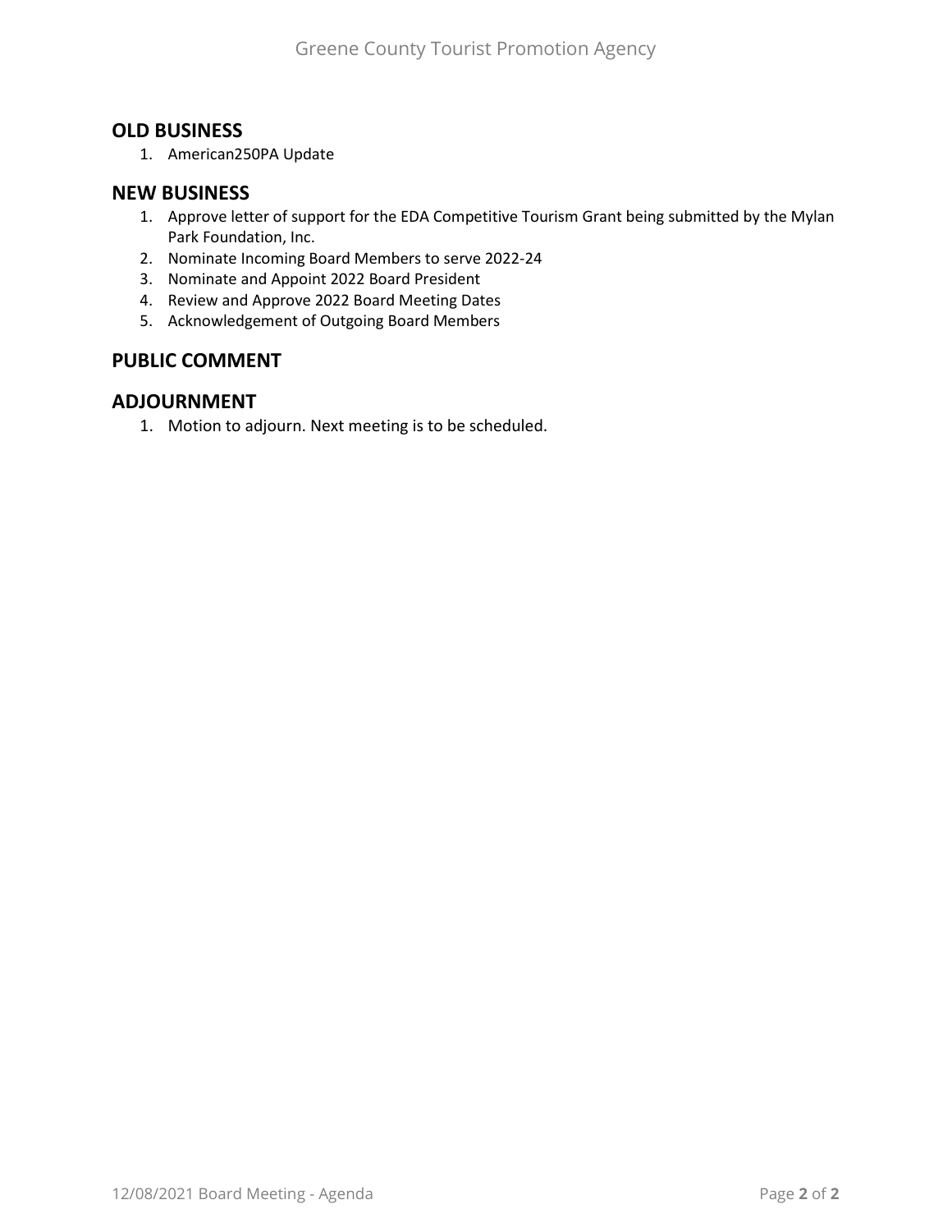## OLD BUSINESS

1. American250PA Update

## NEW BUSINESS

1. Approve letter of support for the EDA Competitive Tourism Grant being submitted by the Mylan Park Foundation, Inc.
2. Nominate Incoming Board Members to serve 2022-24
3. Nominate and Appoint 2022 Board President
4. Review and Approve 2022 Board Meeting Dates
5. Acknowledgement of Outgoing Board Members

## PUBLIC COMMENT

## ADJOURNMENT

1. Motion to adjourn. Next meeting is to be scheduled.